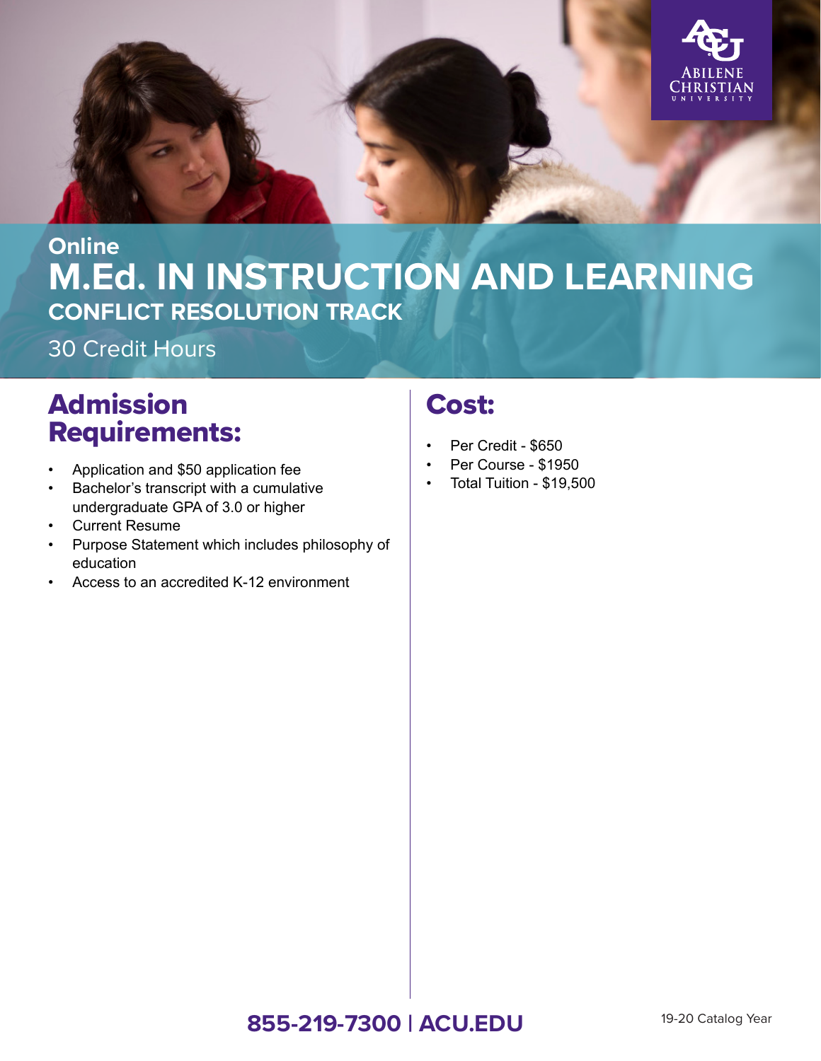Online

# M.Ed. IN INSTRUCTION AND LEARNING

## CONFLICT RESOLUTION TRACK

30 Credit Hours

## Admission Requirements:

- Application and $50 application fee
- Bachelor's transcript with a cumulative undergraduate GPA of 3.0 or higher
- Current Resume
- Purpose Statement which includes philosophy of education
- Access to an accredited K-12 environment

## Cost:

- Per Credit - $650
- Per Course - $1950
- Total Tuition - $19,500

**855-219-7300 | ACU.EDU**

19-20 Catalog Year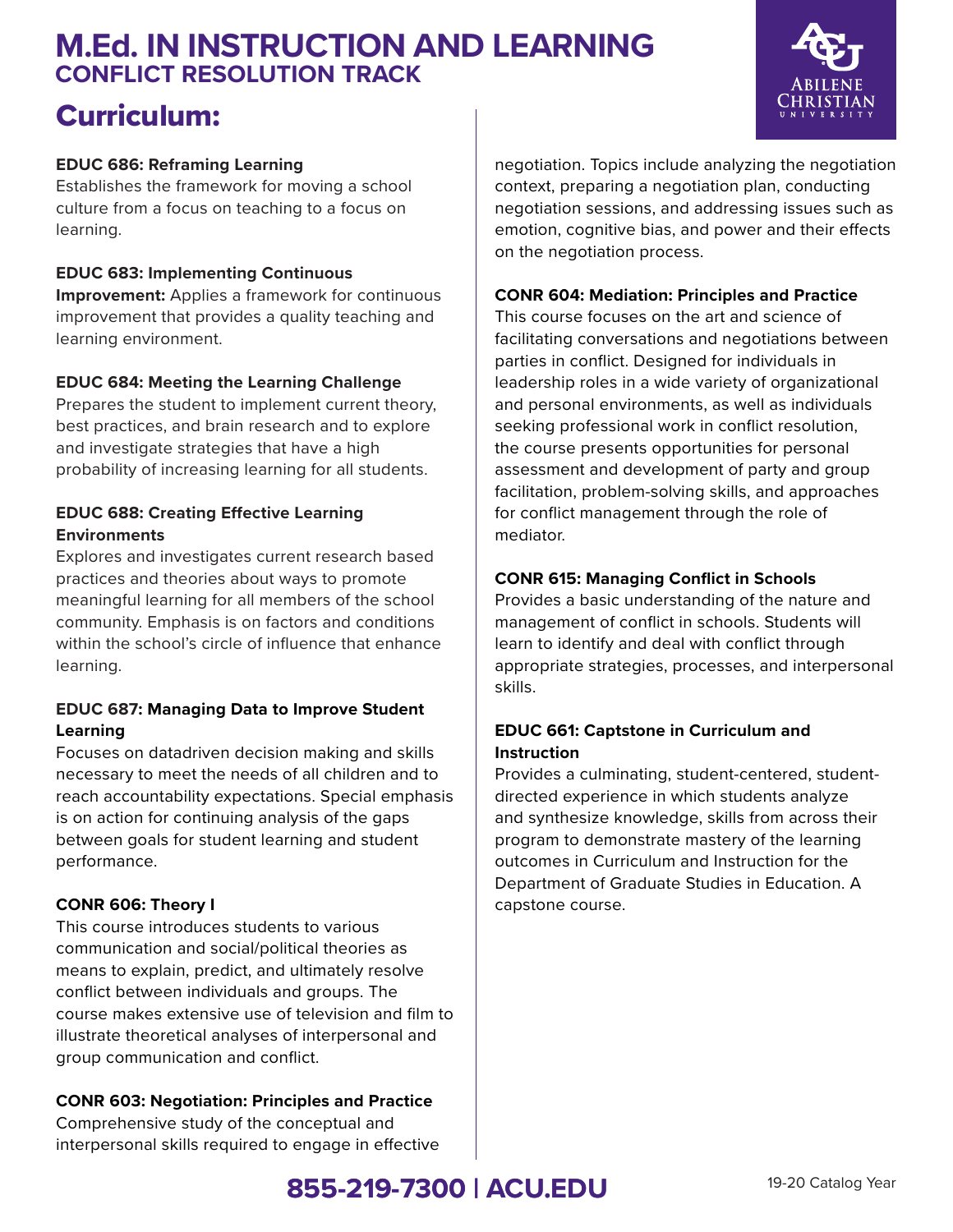# M.Ed. IN INSTRUCTION AND LEARNING
## CONFLICT RESOLUTION TRACK

## Curriculum:

**EDUC 686: Reframing Learning**
Establishes the framework for moving a school culture from a focus on teaching to a focus on learning.

**EDUC 683: Implementing Continuous Improvement:** Applies a framework for continuous improvement that provides a quality teaching and learning environment.

**EDUC 684: Meeting the Learning Challenge**
Prepares the student to implement current theory, best practices, and brain research and to explore and investigate strategies that have a high probability of increasing learning for all students.

**EDUC 688: Creating Effective Learning Environments**
Explores and investigates current research based practices and theories about ways to promote meaningful learning for all members of the school community. Emphasis is on factors and conditions within the school's circle of influence that enhance learning.

**EDUC 687: Managing Data to Improve Student Learning**
Focuses on datadriven decision making and skills necessary to meet the needs of all children and to reach accountability expectations. Special emphasis is on action for continuing analysis of the gaps between goals for student learning and student performance.

**CONR 606: Theory I**
This course introduces students to various communication and social/political theories as means to explain, predict, and ultimately resolve conflict between individuals and groups. The course makes extensive use of television and film to illustrate theoretical analyses of interpersonal and group communication and conflict.

**CONR 603: Negotiation: Principles and Practice**
Comprehensive study of the conceptual and interpersonal skills required to engage in effective negotiation. Topics include analyzing the negotiation context, preparing a negotiation plan, conducting negotiation sessions, and addressing issues such as emotion, cognitive bias, and power and their effects on the negotiation process.

**CONR 604: Mediation: Principles and Practice**
This course focuses on the art and science of facilitating conversations and negotiations between parties in conflict. Designed for individuals in leadership roles in a wide variety of organizational and personal environments, as well as individuals seeking professional work in conflict resolution, the course presents opportunities for personal assessment and development of party and group facilitation, problem-solving skills, and approaches for conflict management through the role of mediator.

**CONR 615: Managing Conflict in Schools**
Provides a basic understanding of the nature and management of conflict in schools. Students will learn to identify and deal with conflict through appropriate strategies, processes, and interpersonal skills.

**EDUC 661: Captstone in Curriculum and Instruction**
Provides a culminating, student-centered, student-directed experience in which students analyze and synthesize knowledge, skills from across their program to demonstrate mastery of the learning outcomes in Curriculum and Instruction for the Department of Graduate Studies in Education. A capstone course.

**855-219-7300 | ACU.EDU**

19-20 Catalog Year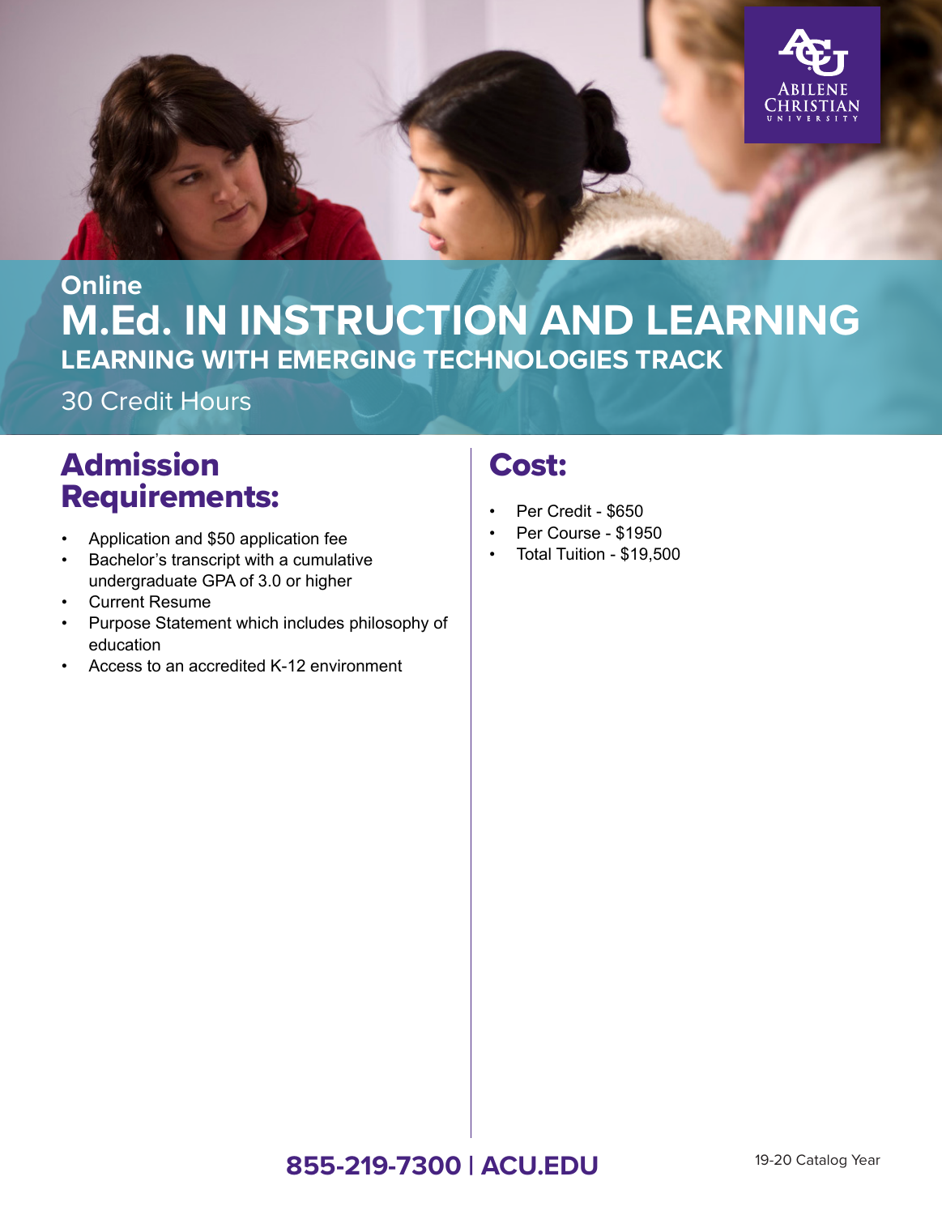Online

# M.Ed. IN INSTRUCTION AND LEARNING

## LEARNING WITH EMERGING TECHNOLOGIES TRACK

30 Credit Hours

## Admission Requirements:

- Application and $50 application fee
- Bachelor's transcript with a cumulative undergraduate GPA of 3.0 or higher
- Current Resume
- Purpose Statement which includes philosophy of education
- Access to an accredited K-12 environment

## Cost:

- Per Credit - $650
- Per Course - $1950
- Total Tuition - $19,500

**855-219-7300 | ACU.EDU**

19-20 Catalog Year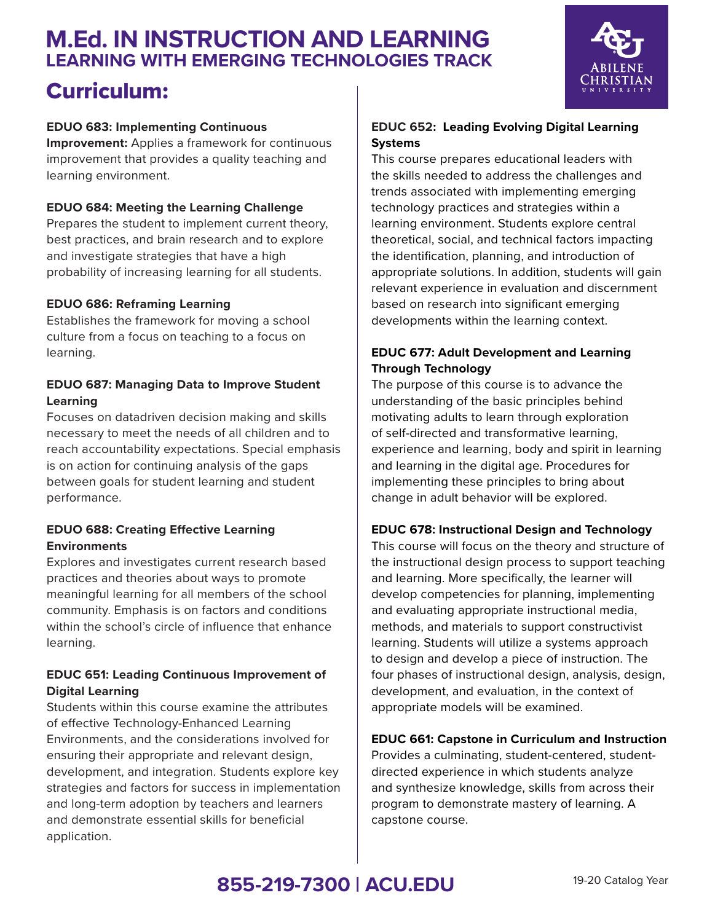# M.Ed. IN INSTRUCTION AND LEARNING
## LEARNING WITH EMERGING TECHNOLOGIES TRACK

## Curriculum:

**EDUO 683: Implementing Continuous Improvement:** Applies a framework for continuous improvement that provides a quality teaching and learning environment.

**EDUO 684: Meeting the Learning Challenge**
Prepares the student to implement current theory, best practices, and brain research and to explore and investigate strategies that have a high probability of increasing learning for all students.

**EDUO 686: Reframing Learning**
Establishes the framework for moving a school culture from a focus on teaching to a focus on learning.

**EDUO 687: Managing Data to Improve Student Learning**
Focuses on datadriven decision making and skills necessary to meet the needs of all children and to reach accountability expectations. Special emphasis is on action for continuing analysis of the gaps between goals for student learning and student performance.

**EDUO 688: Creating Effective Learning Environments**
Explores and investigates current research based practices and theories about ways to promote meaningful learning for all members of the school community. Emphasis is on factors and conditions within the school's circle of influence that enhance learning.

**EDUC 651: Leading Continuous Improvement of Digital Learning**
Students within this course examine the attributes of effective Technology-Enhanced Learning Environments, and the considerations involved for ensuring their appropriate and relevant design, development, and integration. Students explore key strategies and factors for success in implementation and long-term adoption by teachers and learners and demonstrate essential skills for beneficial application.

**EDUC 652: Leading Evolving Digital Learning Systems**
This course prepares educational leaders with the skills needed to address the challenges and trends associated with implementing emerging technology practices and strategies within a learning environment. Students explore central theoretical, social, and technical factors impacting the identification, planning, and introduction of appropriate solutions. In addition, students will gain relevant experience in evaluation and discernment based on research into significant emerging developments within the learning context.

**EDUC 677: Adult Development and Learning Through Technology**
The purpose of this course is to advance the understanding of the basic principles behind motivating adults to learn through exploration of self-directed and transformative learning, experience and learning, body and spirit in learning and learning in the digital age. Procedures for implementing these principles to bring about change in adult behavior will be explored.

**EDUC 678: Instructional Design and Technology**
This course will focus on the theory and structure of the instructional design process to support teaching and learning. More specifically, the learner will develop competencies for planning, implementing and evaluating appropriate instructional media, methods, and materials to support constructivist learning. Students will utilize a systems approach to design and develop a piece of instruction. The four phases of instructional design, analysis, design, development, and evaluation, in the context of appropriate models will be examined.

**EDUC 661: Capstone in Curriculum and Instruction**
Provides a culminating, student-centered, student-directed experience in which students analyze and synthesize knowledge, skills from across their program to demonstrate mastery of learning. A capstone course.

**855-219-7300 | ACU.EDU**

19-20 Catalog Year